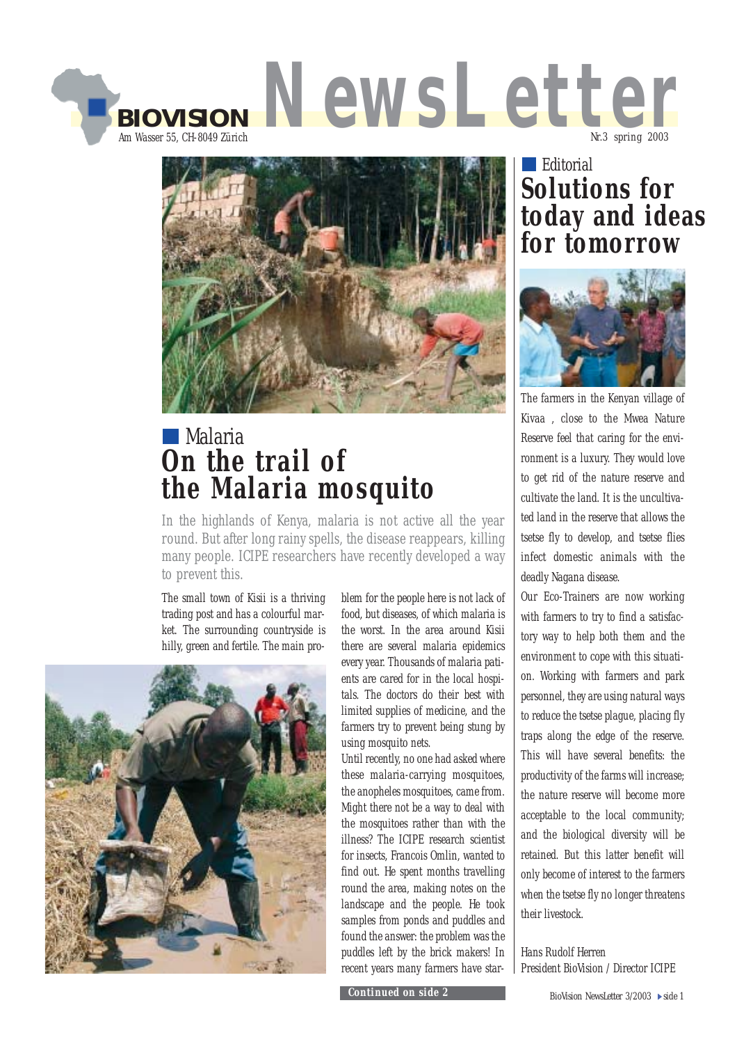# BIOVISION NewsLetter

Am Wasser 55, CH-8049 Zürich

Nr.3 spring 2003

## Malaria

# On the trail of the Malaria mosquito

In the highlands of Kenya, malaria is not active all the year round. But after long rainy spells, the disease reappears, killing many people. ICIPE researchers have recently developed a way to prevent this.

The small town of Kisii is a thriving trading post and has a colourful market. The surrounding countryside is hilly, green and fertile. The main problem for the people here is not lack of food, but diseases, of which malaria is the worst. In the area around Kisii there are several malaria epidemics every year. Thousands of malaria patients are cared for in the local hospitals. The doctors do their best with limited supplies of medicine, and the farmers try to prevent being stung by using mosquito nets.

Until recently, no one had asked where these malaria-carrying mosquitoes, the anopheles mosquitoes, came from. Might there not be a way to deal with the mosquitoes rather than with the illness? The ICIPE research scientist for insects, Francois Omlin, wanted to find out. He spent months travelling round the area, making notes on the landscape and the people. He took samples from ponds and puddles and found the answer: the problem was the puddles left by the brick makers! In recent years many farmers have star-

**Continued on side 2**

## Editorial

# Solutions for today and ideas for tomorrow

The farmers in the Kenyan village of Kivaa , close to the Mwea Nature Reserve feel that caring for the environment is a luxury. They would love to get rid of the nature reserve and cultivate the land. It is the uncultivated land in the reserve that allows the tsetse fly to develop, and tsetse flies infect domestic animals with the deadly Nagana disease.

Our Eco-Trainers are now working with farmers to try to find a satisfactory way to help both them and the environment to cope with this situation. Working with farmers and park personnel, they are using natural ways to reduce the tsetse plague, placing fly traps along the edge of the reserve. This will have several benefits: the productivity of the farms will increase; the nature reserve will become more acceptable to the local community; and the biological diversity will be retained. But this latter benefit will only become of interest to the farmers when the tsetse fly no longer threatens their livestock.

Hans Rudolf Herren
President BioVision / Director ICIPE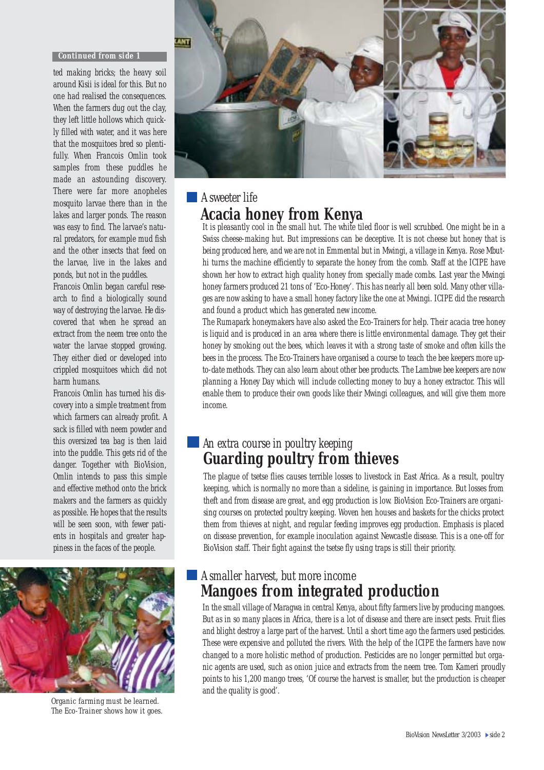*Continued from side 1*

ted making bricks; the heavy soil around Kisii is ideal for this. But no one had realised the consequences. When the farmers dug out the clay, they left little hollows which quickly filled with water, and it was here that the mosquitoes bred so plentifully. When Francois Omlin took samples from these puddles he made an astounding discovery. There were far more anopheles mosquito larvae there than in the lakes and larger ponds. The reason was easy to find. The larvae's natural predators, for example mud fish and the other insects that feed on the larvae, live in the lakes and ponds, but not in the puddles.

Francois Omlin began careful research to find a biologically sound way of destroying the larvae. He discovered that when he spread an extract from the neem tree onto the water the larvae stopped growing. They either died or developed into crippled mosquitoes which did not harm humans.

Francois Omlin has turned his discovery into a simple treatment from which farmers can already profit. A sack is filled with neem powder and this oversized tea bag is then laid into the puddle. This gets rid of the danger. Together with BioVision, Omlin intends to pass this simple and effective method onto the brick makers and the farmers as quickly as possible. He hopes that the results will be seen soon, with fewer patients in hospitals and greater happiness in the faces of the people.

Organic farming must be learned. The Eco-Trainer shows how it goes.

### A sweeter life
## Acacia honey from Kenya

It is pleasantly cool in the small hut. The white tiled floor is well scrubbed. One might be in a Swiss cheese-making hut. But impressions can be deceptive. It is not cheese but honey that is being produced here, and we are not in Emmental but in Mwingi, a village in Kenya. Rose Mbuthi turns the machine efficiently to separate the honey from the comb. Staff at the ICIPE have shown her how to extract high quality honey from specially made combs. Last year the Mwingi honey farmers produced 21 tons of 'Eco-Honey'. This has nearly all been sold. Many other villages are now asking to have a small honey factory like the one at Mwingi. ICIPE did the research and found a product which has generated new income.

The Rumapark honeymakers have also asked the Eco-Trainers for help. Their acacia tree honey is liquid and is produced in an area where there is little environmental damage. They get their honey by smoking out the bees, which leaves it with a strong taste of smoke and often kills the bees in the process. The Eco-Trainers have organised a course to teach the bee keepers more up-to-date methods. They can also learn about other bee products. The Lambwe bee keepers are now planning a Honey Day which will include collecting money to buy a honey extractor. This will enable them to produce their own goods like their Mwingi colleagues, and will give them more income.

### An extra course in poultry keeping
## Guarding poultry from thieves

The plague of tsetse flies causes terrible losses to livestock in East Africa. As a result, poultry keeping, which is normally no more than a sideline, is gaining in importance. But losses from theft and from disease are great, and egg production is low. BioVision Eco-Trainers are organising courses on protected poultry keeping. Woven hen houses and baskets for the chicks protect them from thieves at night, and regular feeding improves egg production. Emphasis is placed on disease prevention, for example inoculation against Newcastle disease. This is a one-off for BioVision staff. Their fight against the tsetse fly using traps is still their priority.

### A smaller harvest, but more income
## Mangoes from integrated production

In the small village of Maragwa in central Kenya, about fifty farmers live by producing mangoes. But as in so many places in Africa, there is a lot of disease and there are insect pests. Fruit flies and blight destroy a large part of the harvest. Until a short time ago the farmers used pesticides. These were expensive and polluted the rivers. With the help of the ICIPE the farmers have now changed to a more holistic method of production. Pesticides are no longer permitted but organic agents are used, such as onion juice and extracts from the neem tree. Tom Kameri proudly points to his 1,200 mango trees, 'Of course the harvest is smaller, but the production is cheaper and the quality is good'.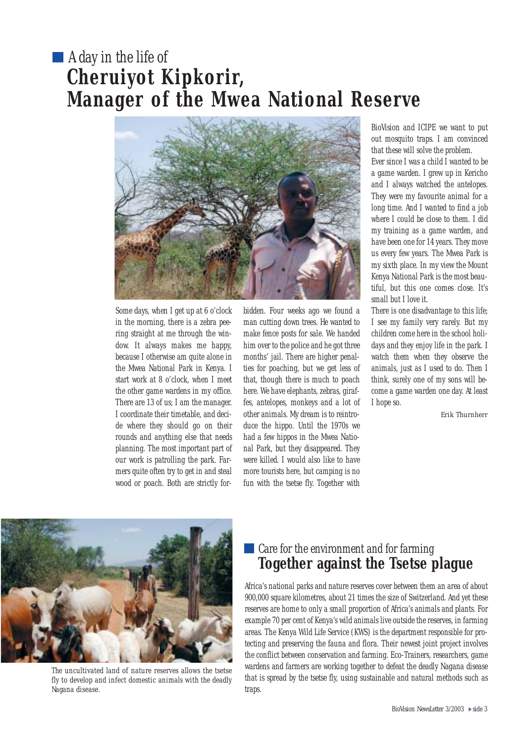## A day in the life of
# Cheruiyot Kipkorir, Manager of the Mwea National Reserve

*Some days, when I get up at 6 o'clock in the morning, there is a zebra peering straight at me through the window. It always makes me happy, because I otherwise am quite alone in the Mwea National Park in Kenya. I start work at 8 o'clock, when I meet the other game wardens in my office. There are 13 of us; I am the manager. I coordinate their timetable, and decide where they should go on their rounds and anything else that needs planning. The most important part of our work is patrolling the park. Farmers quite often try to get in and steal wood or poach. Both are strictly forbidden. Four weeks ago we found a man cutting down trees. He wanted to make fence posts for sale. We handed him over to the police and he got three months' jail. There are higher penalties for poaching, but we get less of that, though there is much to poach here. We have elephants, zebras, giraffes, antelopes, monkeys and a lot of other animals. My dream is to reintroduce the hippo. Until the 1970s we had a few hippos in the Mwea National Park, but they disappeared. They were killed. I would also like to have more tourists here, but camping is no fun with the tsetse fly. Together with BioVision and ICIPE we want to put out mosquito traps. I am convinced that these will solve the problem.*

*Ever since I was a child I wanted to be a game warden. I grew up in Kericho and I always watched the antelopes. They were my favourite animal for a long time. And I wanted to find a job where I could be close to them. I did my training as a game warden, and have been one for 14 years. They move us every few years. The Mwea Park is my sixth place. In my view the Mount Kenya National Park is the most beautiful, but this one comes close. It's small but I love it.*

*There is one disadvantage to this life; I see my family very rarely. But my children come here in the school holidays and they enjoy life in the park. I watch them when they observe the animals, just as I used to do. Then I think, surely one of my sons will become a game warden one day. At least I hope so.*

Erik Thurnherr

The uncultivated land of nature reserves allows the tsetse fly to develop and infect domestic animals with the deadly Nagana disease.

## Care for the environment and for farming
# Together against the Tsetse plague

Africa's national parks and nature reserves cover between them an area of about 900,000 square kilometres, about 21 times the size of Switzerland. And yet these reserves are home to only a small proportion of Africa's animals and plants. For example 70 per cent of Kenya's wild animals live outside the reserves, in farming areas. The Kenya Wild Life Service (KWS) is the department responsible for protecting and preserving the fauna and flora. Their newest joint project involves the conflict between conservation and farming. Eco-Trainers, researchers, game wardens and farmers are working together to defeat the deadly Nagana disease that is spread by the tsetse fly, using sustainable and natural methods such as traps.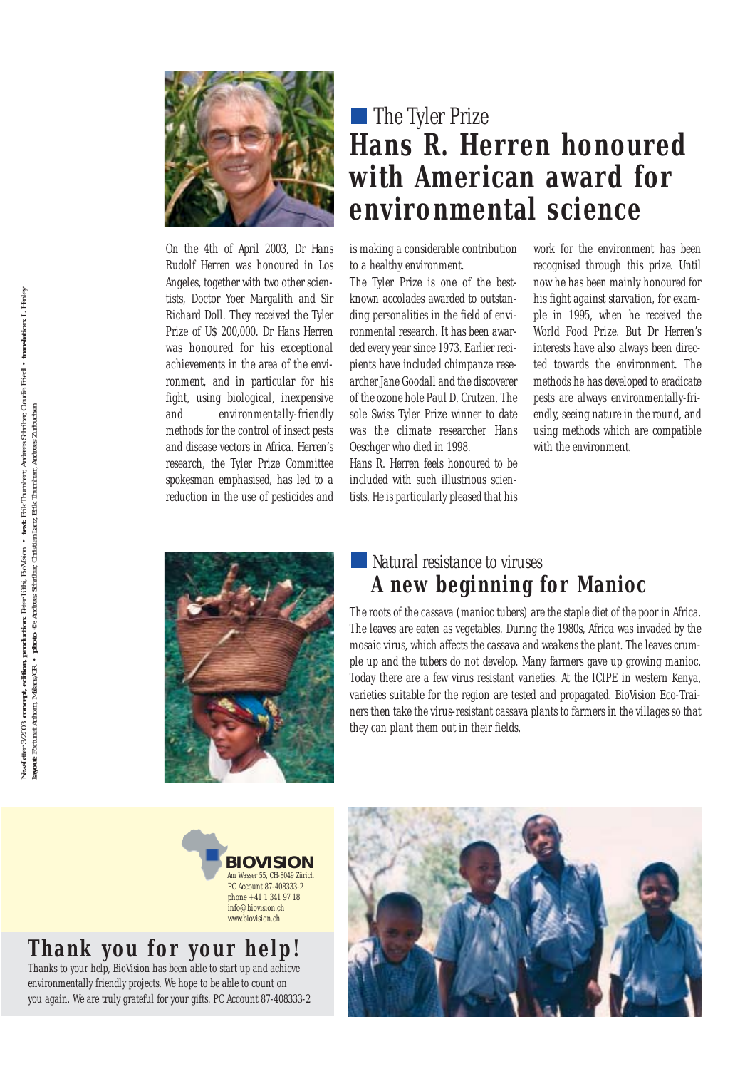## The Tyler Prize

# Hans R. Herren honoured with American award for environmental science

On the 4th of April 2003, Dr Hans Rudolf Herren was honoured in Los Angeles, together with two other scientists, Doctor Yoer Margalith and Sir Richard Doll. They received the Tyler Prize of U$ 200,000. Dr Hans Herren was honoured for his exceptional achievements in the area of the environment, and in particular for his fight, using biological, inexpensive and environmentally-friendly methods for the control of insect pests and disease vectors in Africa. Herren's research, the Tyler Prize Committee spokesman emphasised, has led to a reduction in the use of pesticides and is making a considerable contribution to a healthy environment.

The Tyler Prize is one of the best-known accolades awarded to outstanding personalities in the field of environmental research. It has been awarded every year since 1973. Earlier recipients have included chimpanze researcher Jane Goodall and the discoverer of the ozone hole Paul D. Crutzen. The sole Swiss Tyler Prize winner to date was the climate researcher Hans Oeschger who died in 1998.

Hans R. Herren feels honoured to be included with such illustrious scientists. He is particularly pleased that his work for the environment has been recognised through this prize. Until now he has been mainly honoured for his fight against starvation, for example in 1995, when he received the World Food Prize. But Dr Herren's interests have also always been directed towards the environment. The methods he has developed to eradicate pests are always environmentally-friendly, seeing nature in the round, and using methods which are compatible with the environment.

## *Natural resistance to viruses*

# A new beginning for Manioc

The roots of the cassava (manioc tubers) are the staple diet of the poor in Africa. The leaves are eaten as vegetables. During the 1980s, Africa was invaded by the mosaic virus, which affects the cassava and weakens the plant. The leaves crumple up and the tubers do not develop. Many farmers gave up growing manioc. Today there are a few virus resistant varieties. At the ICIPE in western Kenya, varieties suitable for the region are tested and propagated. BioVision Eco-Trainers then take the virus-resistant cassava plants to farmers in the villages so that they can plant them out in their fields.

**BIOVISION**
Am Wasser 55, CH-8049 Zürich
PC Account 87-408333-2
phone +41 1 341 97 18
info@biovision.ch
www.biovision.ch

# Thank you for your help!

Thanks to your help, BioVision has been able to start up and achieve environmentally friendly projects. We hope to be able to count on you again. We are truly grateful for your gifts. PC Account 87-408333-2

Newsletter 3/2003 **concept, edition, production:** Peter Lüthi, BioVision • **text:** Erik Thurnherr, Andreas Schriber, Claudia Friedl • **translation:** L. Hinley
**layout:** Fortunat Anhorn, Milans/GR • **photo ©:** Andreas Schriber, Christian Lanz, Erik Thurnherr, Andreas Zurbuchen